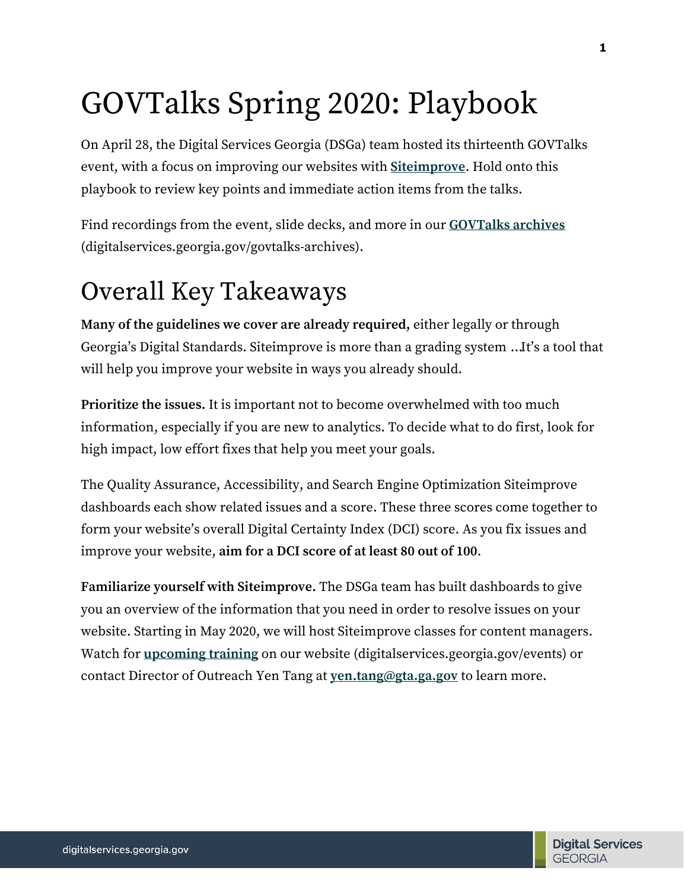# GOVTalks Spring 2020: Playbook

On April 28, the Digital Services Georgia (DSGa) team hosted its thirteenth GOVTalks event, with a focus on improving our websites with **Siteimprove**. Hold onto this playbook to review key points and immediate action items from the talks.

Find recordings from the event, slide decks, and more in our **GOVTalks archives** (digitalservices.georgia.gov/govtalks-archives).

## Overall Key Takeaways

**Many of the guidelines we cover are already required,** either legally or through Georgia's Digital Standards. Siteimprove is more than a grading system …It's a tool that will help you improve your website in ways you already should.

**Prioritize the issues.** It is important not to become overwhelmed with too much information, especially if you are new to analytics. To decide what to do first, look for high impact, low effort fixes that help you meet your goals.

The Quality Assurance, Accessibility, and Search Engine Optimization Siteimprove dashboards each show related issues and a score. These three scores come together to form your website's overall Digital Certainty Index (DCI) score. As you fix issues and improve your website, **aim for a DCI score of at least 80 out of 100**.

**Familiarize yourself with Siteimprove.** The DSGa team has built dashboards to give you an overview of the information that you need in order to resolve issues on your website. Starting in May 2020, we will host Siteimprove classes for content managers. Watch for **upcoming training** on our website (digitalservices.georgia.gov/events) or contact Director of Outreach Yen Tang at **yen.tang@gta.ga.gov** to learn more.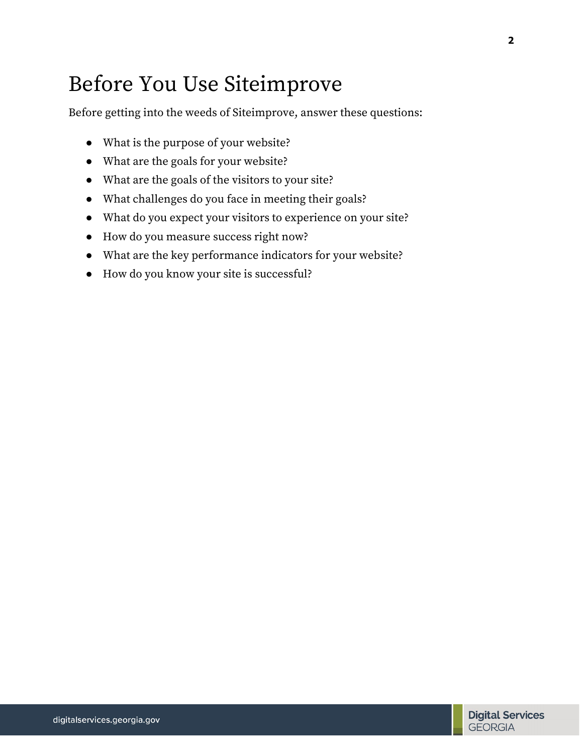# Before You Use Siteimprove

Before getting into the weeds of Siteimprove, answer these questions:

- What is the purpose of your website?
- What are the goals for your website?
- What are the goals of the visitors to your site?
- What challenges do you face in meeting their goals?
- What do you expect your visitors to experience on your site?
- How do you measure success right now?
- What are the key performance indicators for your website?
- How do you know your site is successful?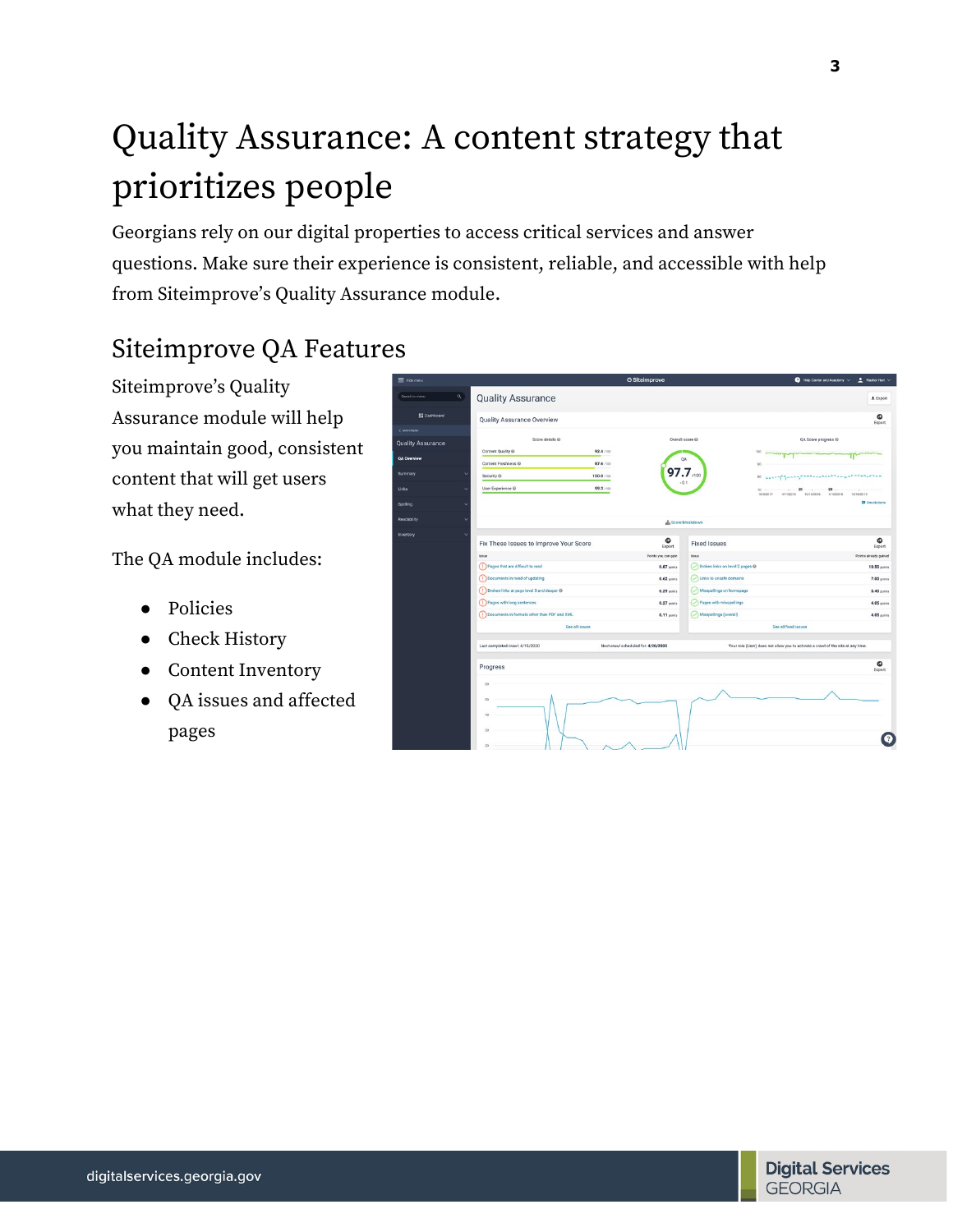# Quality Assurance: A content strategy that prioritizes people

Georgians rely on our digital properties to access critical services and answer questions. Make sure their experience is consistent, reliable, and accessible with help from Siteimprove's Quality Assurance module.

## Siteimprove QA Features

Siteimprove's Quality Assurance module will help you maintain good, consistent content that will get users what they need.

The QA module includes:

- Policies
- Check History
- Content Inventory
- QA issues and affected pages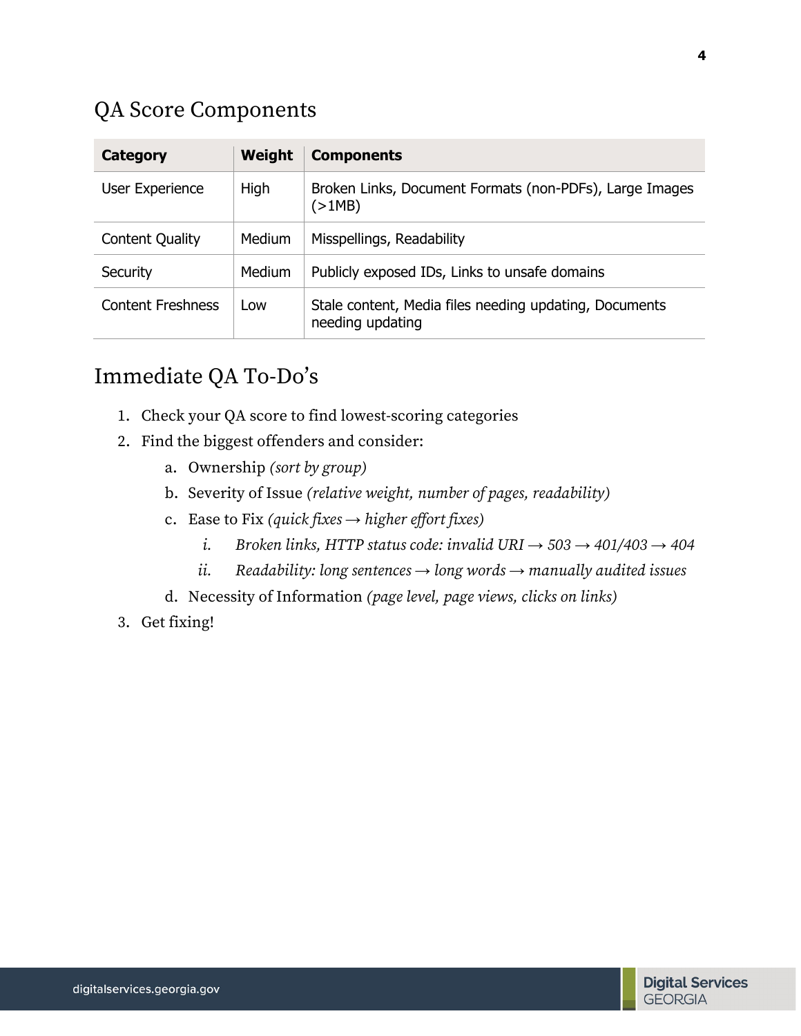## QA Score Components

| Category | Weight | Components |
|---|---|---|
| User Experience | High | Broken Links, Document Formats (non-PDFs), Large Images (>1MB) |
| Content Quality | Medium | Misspellings, Readability |
| Security | Medium | Publicly exposed IDs, Links to unsafe domains |
| Content Freshness | Low | Stale content, Media files needing updating, Documents needing updating |

## Immediate QA To-Do's

1. Check your QA score to find lowest-scoring categories
2. Find the biggest offenders and consider:
    a. Ownership *(sort by group)*
    b. Severity of Issue *(relative weight, number of pages, readability)*
    c. Ease to Fix *(quick fixes → higher effort fixes)*
        i. *Broken links, HTTP status code: invalid URI → 503 → 401/403 → 404*
        ii. *Readability: long sentences → long words → manually audited issues*
    d. Necessity of Information *(page level, page views, clicks on links)*
3. Get fixing!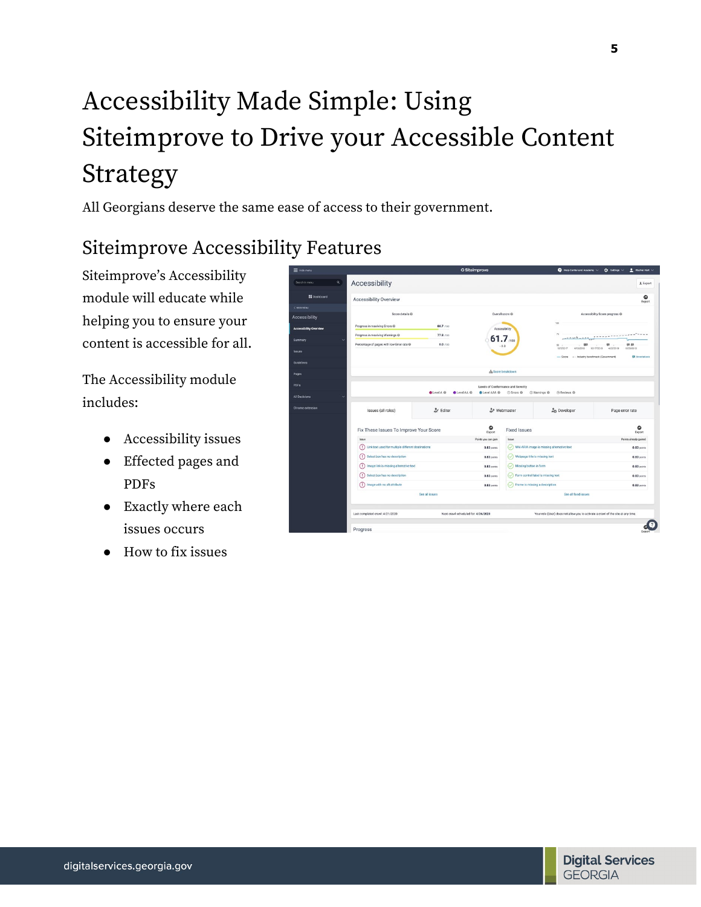# Accessibility Made Simple: Using Siteimprove to Drive your Accessible Content Strategy

All Georgians deserve the same ease of access to their government.

## Siteimprove Accessibility Features

Siteimprove's Accessibility module will educate while helping you to ensure your content is accessible for all.

The Accessibility module includes:

- Accessibility issues
- Effected pages and PDFs
- Exactly where each issues occurs
- How to fix issues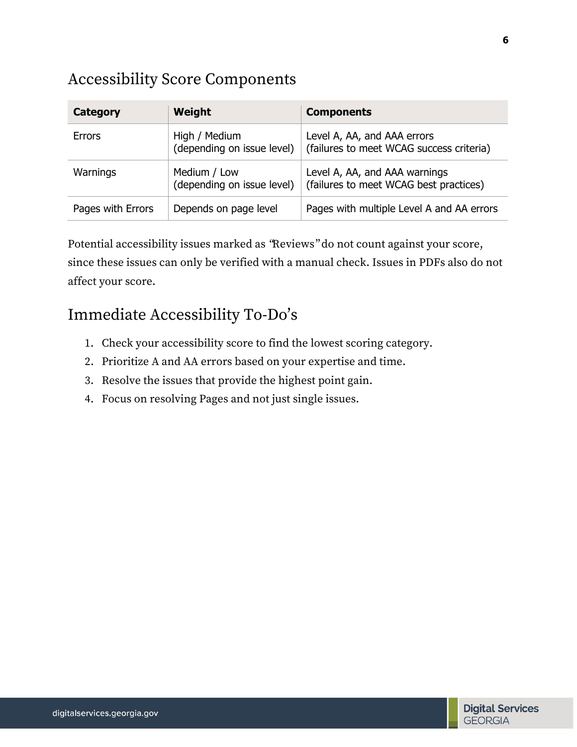## Accessibility Score Components

| Category | Weight | Components |
| --- | --- | --- |
| Errors | High / Medium (depending on issue level) | Level A, AA, and AAA errors (failures to meet WCAG success criteria) |
| Warnings | Medium / Low (depending on issue level) | Level A, AA, and AAA warnings (failures to meet WCAG best practices) |
| Pages with Errors | Depends on page level | Pages with multiple Level A and AA errors |

Potential accessibility issues marked as "Reviews" do not count against your score, since these issues can only be verified with a manual check. Issues in PDFs also do not affect your score.

## Immediate Accessibility To-Do's

1. Check your accessibility score to find the lowest scoring category.
2. Prioritize A and AA errors based on your expertise and time.
3. Resolve the issues that provide the highest point gain.
4. Focus on resolving Pages and not just single issues.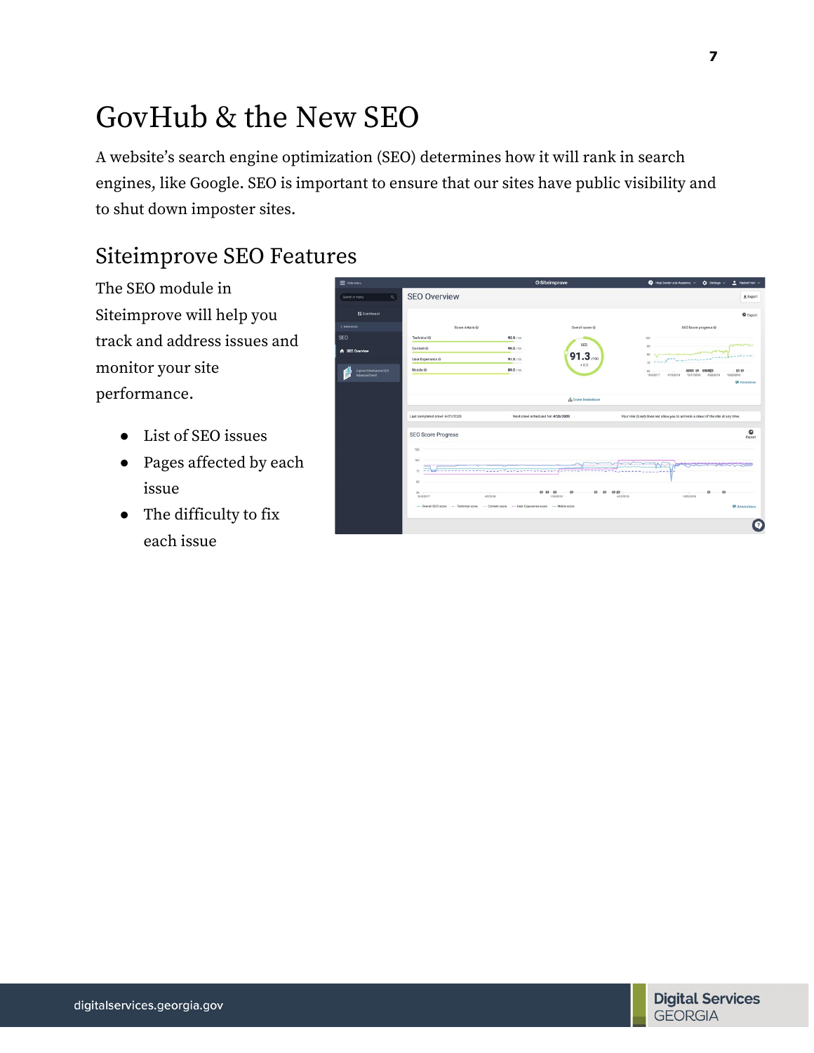# GovHub & the New SEO

A website's search engine optimization (SEO) determines how it will rank in search engines, like Google. SEO is important to ensure that our sites have public visibility and to shut down imposter sites.

## Siteimprove SEO Features

The SEO module in Siteimprove will help you track and address issues and monitor your site performance.

- List of SEO issues
- Pages affected by each issue
- The difficulty to fix each issue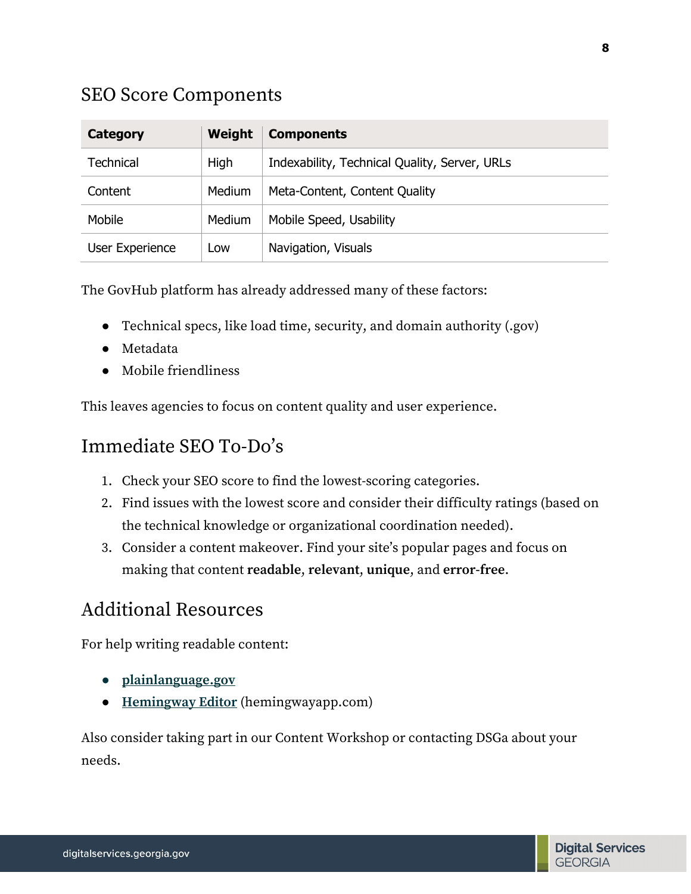## SEO Score Components

| Category | Weight | Components |
| --- | --- | --- |
| Technical | High | Indexability, Technical Quality, Server, URLs |
| Content | Medium | Meta-Content, Content Quality |
| Mobile | Medium | Mobile Speed, Usability |
| User Experience | Low | Navigation, Visuals |

The GovHub platform has already addressed many of these factors:

- Technical specs, like load time, security, and domain authority (.gov)
- Metadata
- Mobile friendliness

This leaves agencies to focus on content quality and user experience.

## Immediate SEO To-Do's

1. Check your SEO score to find the lowest-scoring categories.
2. Find issues with the lowest score and consider their difficulty ratings (based on the technical knowledge or organizational coordination needed).
3. Consider a content makeover. Find your site's popular pages and focus on making that content **readable**, **relevant**, **unique**, and **error-free**.

## Additional Resources

For help writing readable content:

- **plainlanguage.gov**
- **Hemingway Editor** (hemingwayapp.com)

Also consider taking part in our Content Workshop or contacting DSGa about your needs.